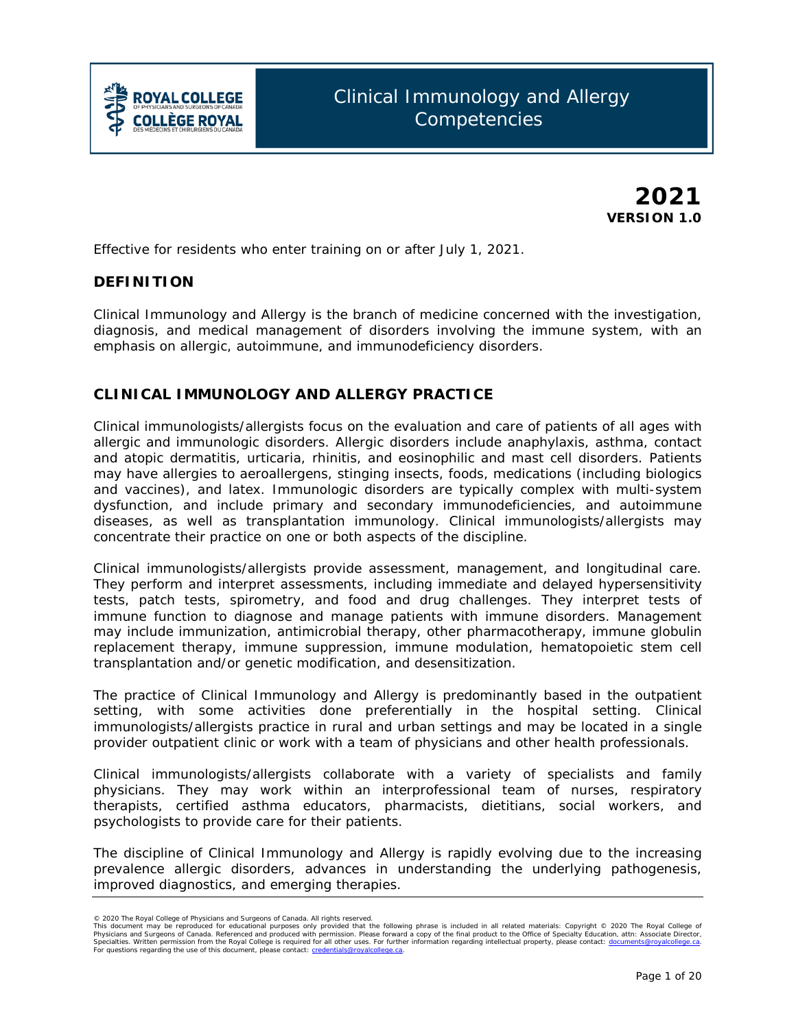# Clinical Immunology and Allergy Competencies

**2021**
**VERSION 1.0**

Effective for residents who enter training on or after July 1, 2021.

## DEFINITION

Clinical Immunology and Allergy is the branch of medicine concerned with the investigation, diagnosis, and medical management of disorders involving the immune system, with an emphasis on allergic, autoimmune, and immunodeficiency disorders.

## CLINICAL IMMUNOLOGY AND ALLERGY PRACTICE

Clinical immunologists/allergists focus on the evaluation and care of patients of all ages with allergic and immunologic disorders. Allergic disorders include anaphylaxis, asthma, contact and atopic dermatitis, urticaria, rhinitis, and eosinophilic and mast cell disorders. Patients may have allergies to aeroallergens, stinging insects, foods, medications (including biologics and vaccines), and latex. Immunologic disorders are typically complex with multi-system dysfunction, and include primary and secondary immunodeficiencies, and autoimmune diseases, as well as transplantation immunology. Clinical immunologists/allergists may concentrate their practice on one or both aspects of the discipline.

Clinical immunologists/allergists provide assessment, management, and longitudinal care. They perform and interpret assessments, including immediate and delayed hypersensitivity tests, patch tests, spirometry, and food and drug challenges. They interpret tests of immune function to diagnose and manage patients with immune disorders. Management may include immunization, antimicrobial therapy, other pharmacotherapy, immune globulin replacement therapy, immune suppression, immune modulation, hematopoietic stem cell transplantation and/or genetic modification, and desensitization.

The practice of Clinical Immunology and Allergy is predominantly based in the outpatient setting, with some activities done preferentially in the hospital setting. Clinical immunologists/allergists practice in rural and urban settings and may be located in a single provider outpatient clinic or work with a team of physicians and other health professionals.

Clinical immunologists/allergists collaborate with a variety of specialists and family physicians. They may work within an interprofessional team of nurses, respiratory therapists, certified asthma educators, pharmacists, dietitians, social workers, and psychologists to provide care for their patients.

The discipline of Clinical Immunology and Allergy is rapidly evolving due to the increasing prevalence allergic disorders, advances in understanding the underlying pathogenesis, improved diagnostics, and emerging therapies.

---

© 2020 The Royal College of Physicians and Surgeons of Canada. All rights reserved.
This document may be reproduced for educational purposes only provided that the following phrase is included in all related materials: Copyright © 2020 The Royal College of Physicians and Surgeons of Canada. Referenced and produced with permission. Please forward a copy of the final product to the Office of Specialty Education, attn: Associate Director, Specialties. Written permission from the Royal College is required for all other uses. For further information regarding intellectual property, please contact: documents@royalcollege.ca. For questions regarding the use of this document, please contact: credentials@royalcollege.ca.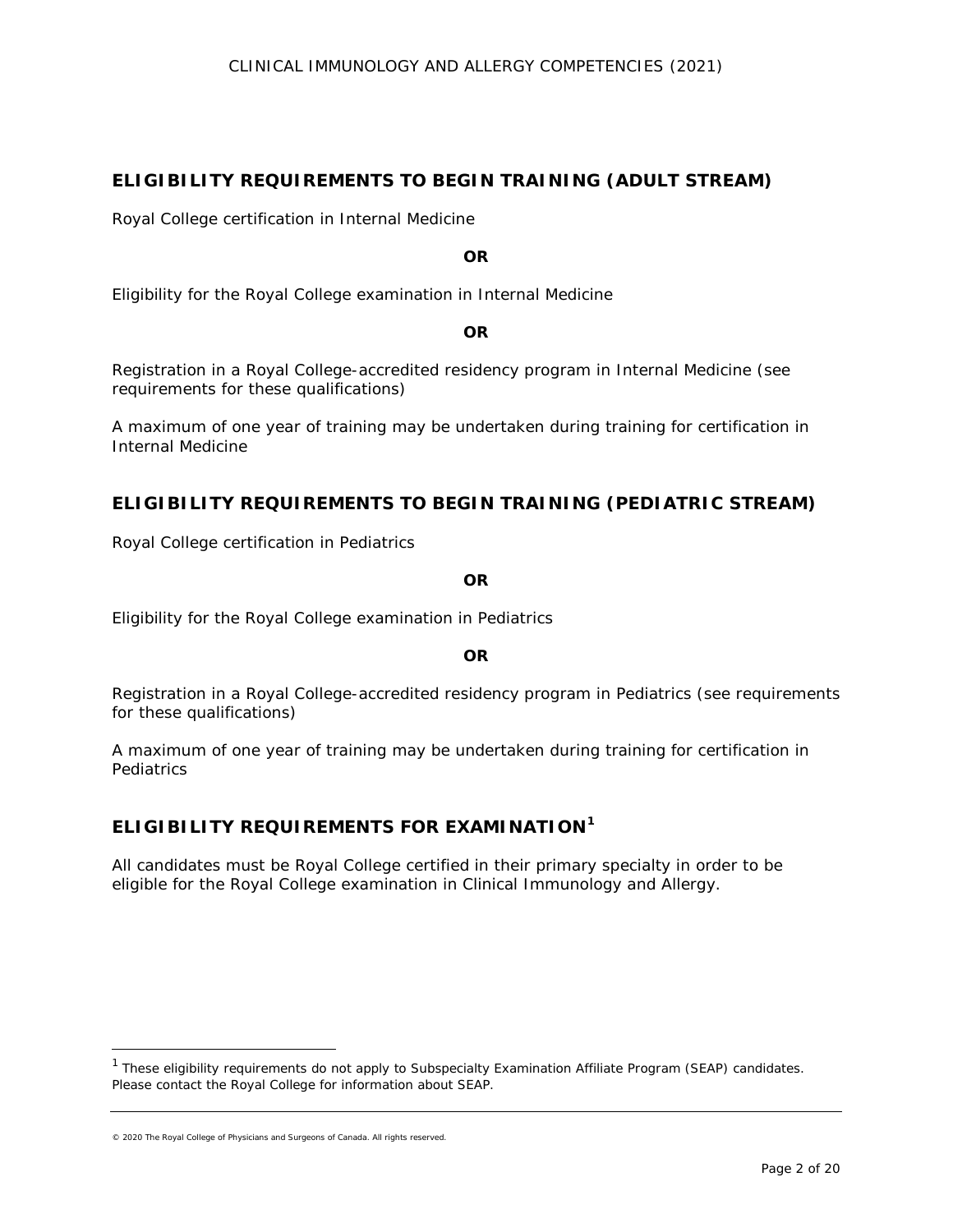## ELIGIBILITY REQUIREMENTS TO BEGIN TRAINING (ADULT STREAM)

Royal College certification in Internal Medicine

**OR**

Eligibility for the Royal College examination in Internal Medicine

**OR**

Registration in a Royal College-accredited residency program in Internal Medicine (see requirements for these qualifications)

A maximum of one year of training may be undertaken during training for certification in Internal Medicine

## ELIGIBILITY REQUIREMENTS TO BEGIN TRAINING (PEDIATRIC STREAM)

Royal College certification in Pediatrics

**OR**

Eligibility for the Royal College examination in Pediatrics

**OR**

Registration in a Royal College-accredited residency program in Pediatrics (see requirements for these qualifications)

A maximum of one year of training may be undertaken during training for certification in Pediatrics

## ELIGIBILITY REQUIREMENTS FOR EXAMINATION[1]

All candidates must be Royal College certified in their primary specialty in order to be eligible for the Royal College examination in Clinical Immunology and Allergy.

---

[1] *These eligibility requirements do not apply to Subspecialty Examination Affiliate Program (SEAP) candidates. Please contact the Royal College for information about SEAP.*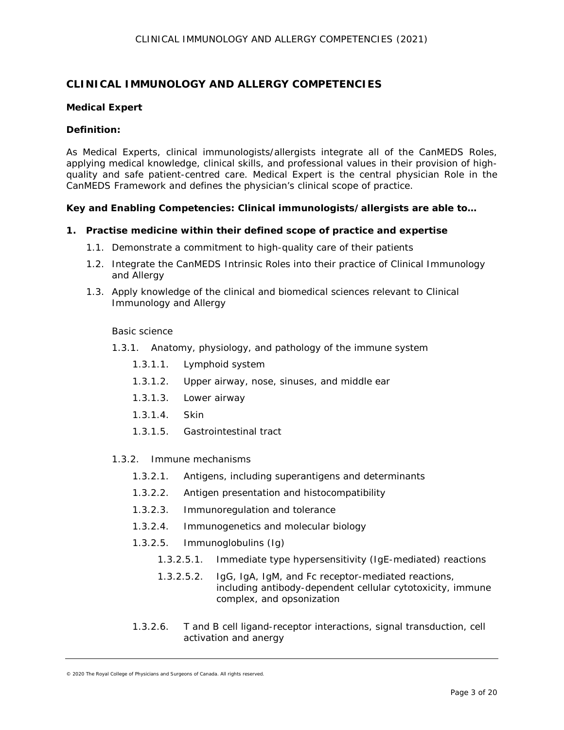## CLINICAL IMMUNOLOGY AND ALLERGY COMPETENCIES

### Medical Expert

**Definition:**

As Medical Experts, clinical immunologists/allergists integrate all of the CanMEDS Roles, applying medical knowledge, clinical skills, and professional values in their provision of high-quality and safe patient-centred care. Medical Expert is the central physician Role in the CanMEDS Framework and defines the physician's clinical scope of practice.

**Key and Enabling Competencies: Clinical immunologists/allergists are able to…**

**1. Practise medicine within their defined scope of practice and expertise**

- 1.1. Demonstrate a commitment to high-quality care of their patients
- 1.2. Integrate the CanMEDS Intrinsic Roles into their practice of Clinical Immunology and Allergy
- 1.3. Apply knowledge of the clinical and biomedical sciences relevant to Clinical Immunology and Allergy

  Basic science

  - 1.3.1. Anatomy, physiology, and pathology of the immune system
    - 1.3.1.1. Lymphoid system
    - 1.3.1.2. Upper airway, nose, sinuses, and middle ear
    - 1.3.1.3. Lower airway
    - 1.3.1.4. Skin
    - 1.3.1.5. Gastrointestinal tract
  - 1.3.2. Immune mechanisms
    - 1.3.2.1. Antigens, including superantigens and determinants
    - 1.3.2.2. Antigen presentation and histocompatibility
    - 1.3.2.3. Immunoregulation and tolerance
    - 1.3.2.4. Immunogenetics and molecular biology
    - 1.3.2.5. Immunoglobulins (Ig)
      - 1.3.2.5.1. Immediate type hypersensitivity (IgE-mediated) reactions
      - 1.3.2.5.2. IgG, IgA, IgM, and Fc receptor-mediated reactions, including antibody-dependent cellular cytotoxicity, immune complex, and opsonization
    - 1.3.2.6. T and B cell ligand-receptor interactions, signal transduction, cell activation and anergy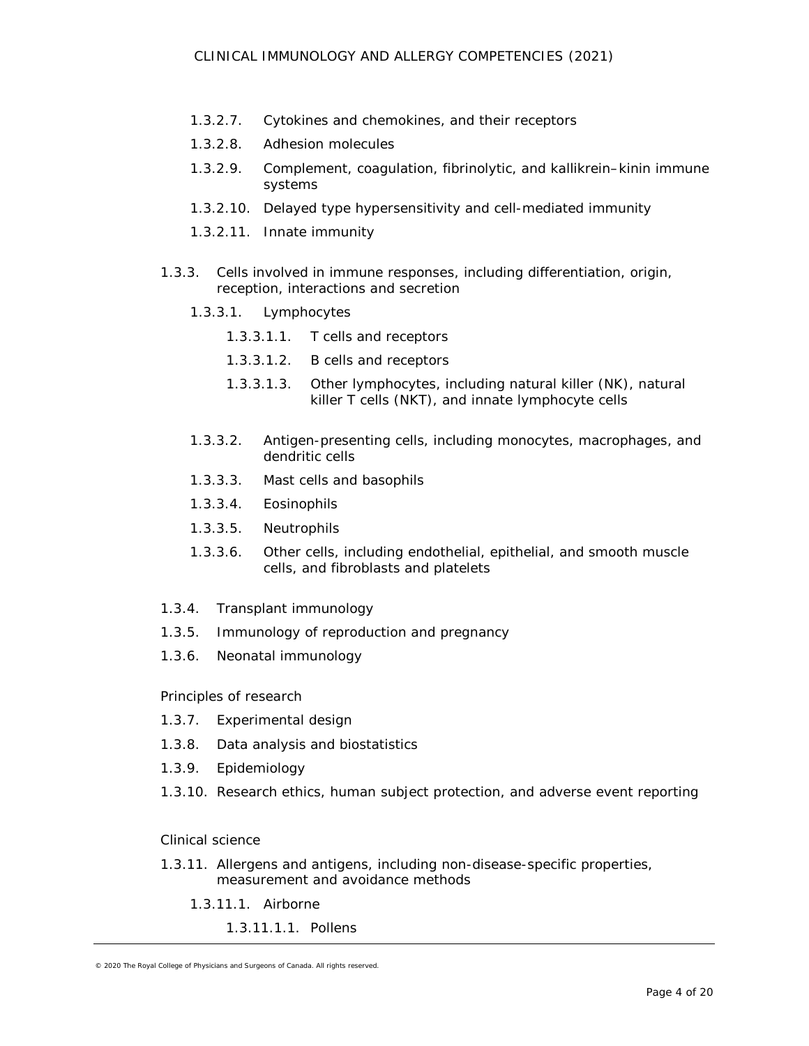- 1.3.2.7. Cytokines and chemokines, and their receptors
- 1.3.2.8. Adhesion molecules
- 1.3.2.9. Complement, coagulation, fibrinolytic, and kallikrein–kinin immune systems
- 1.3.2.10. Delayed type hypersensitivity and cell-mediated immunity
- 1.3.2.11. Innate immunity

1.3.3. Cells involved in immune responses, including differentiation, origin, reception, interactions and secretion

- 1.3.3.1. Lymphocytes
  - 1.3.3.1.1. T cells and receptors
  - 1.3.3.1.2. B cells and receptors
  - 1.3.3.1.3. Other lymphocytes, including natural killer (NK), natural killer T cells (NKT), and innate lymphocyte cells
- 1.3.3.2. Antigen-presenting cells, including monocytes, macrophages, and dendritic cells
- 1.3.3.3. Mast cells and basophils
- 1.3.3.4. Eosinophils
- 1.3.3.5. Neutrophils
- 1.3.3.6. Other cells, including endothelial, epithelial, and smooth muscle cells, and fibroblasts and platelets

1.3.4. Transplant immunology

1.3.5. Immunology of reproduction and pregnancy

1.3.6. Neonatal immunology

Principles of research

1.3.7. Experimental design

1.3.8. Data analysis and biostatistics

1.3.9. Epidemiology

1.3.10. Research ethics, human subject protection, and adverse event reporting

Clinical science

1.3.11. Allergens and antigens, including non-disease-specific properties, measurement and avoidance methods

- 1.3.11.1. Airborne
  - 1.3.11.1.1. Pollens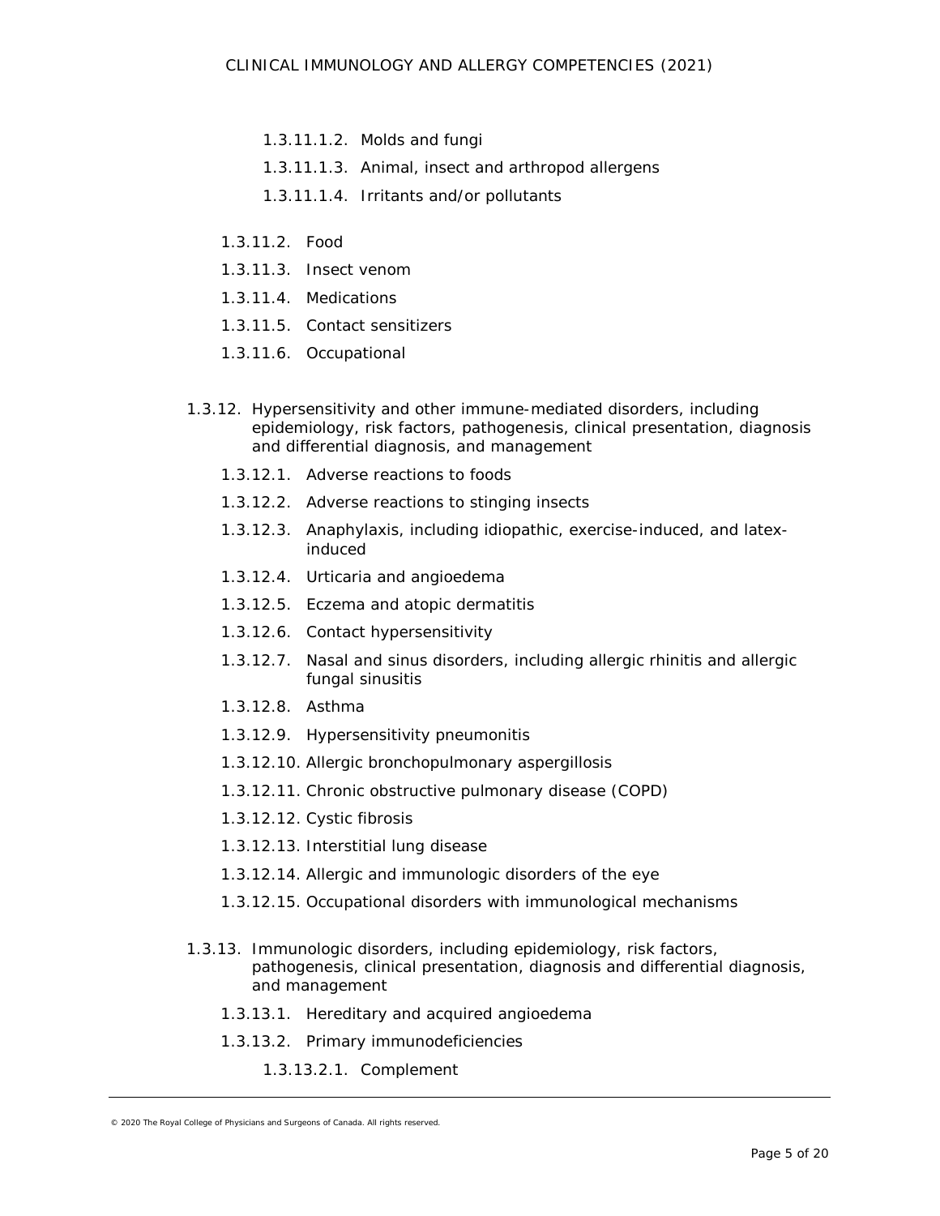- 1.3.11.1.2. Molds and fungi
- 1.3.11.1.3. Animal, insect and arthropod allergens
- 1.3.11.1.4. Irritants and/or pollutants

- 1.3.11.2. Food
- 1.3.11.3. Insect venom
- 1.3.11.4. Medications
- 1.3.11.5. Contact sensitizers
- 1.3.11.6. Occupational

1.3.12. Hypersensitivity and other immune-mediated disorders, including epidemiology, risk factors, pathogenesis, clinical presentation, diagnosis and differential diagnosis, and management

- 1.3.12.1. Adverse reactions to foods
- 1.3.12.2. Adverse reactions to stinging insects
- 1.3.12.3. Anaphylaxis, including idiopathic, exercise-induced, and latex-induced
- 1.3.12.4. Urticaria and angioedema
- 1.3.12.5. Eczema and atopic dermatitis
- 1.3.12.6. Contact hypersensitivity
- 1.3.12.7. Nasal and sinus disorders, including allergic rhinitis and allergic fungal sinusitis
- 1.3.12.8. Asthma
- 1.3.12.9. Hypersensitivity pneumonitis
- 1.3.12.10. Allergic bronchopulmonary aspergillosis
- 1.3.12.11. Chronic obstructive pulmonary disease (COPD)
- 1.3.12.12. Cystic fibrosis
- 1.3.12.13. Interstitial lung disease
- 1.3.12.14. Allergic and immunologic disorders of the eye
- 1.3.12.15. Occupational disorders with immunological mechanisms

1.3.13. Immunologic disorders, including epidemiology, risk factors, pathogenesis, clinical presentation, diagnosis and differential diagnosis, and management

- 1.3.13.1. Hereditary and acquired angioedema
- 1.3.13.2. Primary immunodeficiencies
  - 1.3.13.2.1. Complement

© 2020 The Royal College of Physicians and Surgeons of Canada. All rights reserved.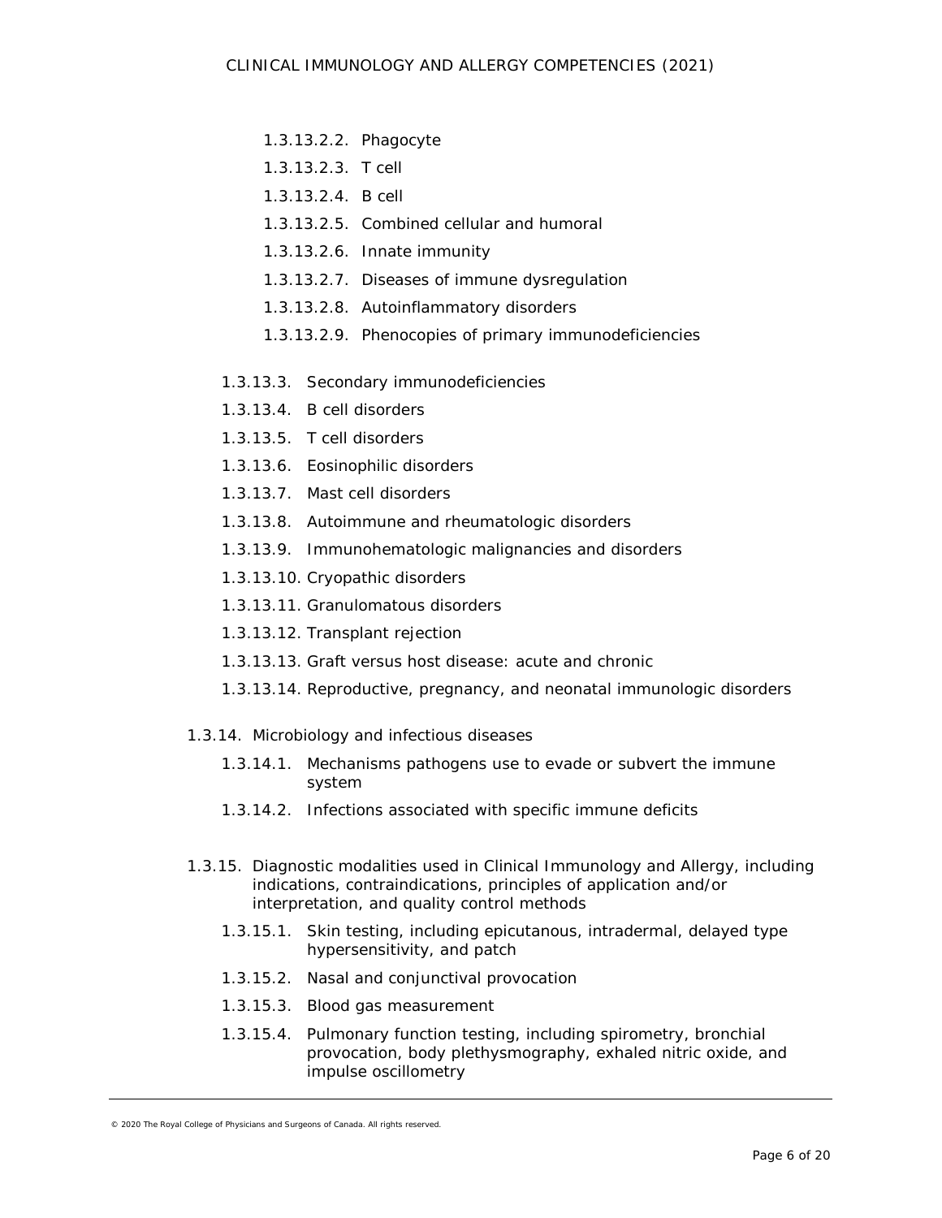- 1.3.13.2.2. Phagocyte
- 1.3.13.2.3. T cell
- 1.3.13.2.4. B cell
- 1.3.13.2.5. Combined cellular and humoral
- 1.3.13.2.6. Innate immunity
- 1.3.13.2.7. Diseases of immune dysregulation
- 1.3.13.2.8. Autoinflammatory disorders
- 1.3.13.2.9. Phenocopies of primary immunodeficiencies

- 1.3.13.3. Secondary immunodeficiencies
- 1.3.13.4. B cell disorders
- 1.3.13.5. T cell disorders
- 1.3.13.6. Eosinophilic disorders
- 1.3.13.7. Mast cell disorders
- 1.3.13.8. Autoimmune and rheumatologic disorders
- 1.3.13.9. Immunohematologic malignancies and disorders
- 1.3.13.10. Cryopathic disorders
- 1.3.13.11. Granulomatous disorders
- 1.3.13.12. Transplant rejection
- 1.3.13.13. Graft versus host disease: acute and chronic
- 1.3.13.14. Reproductive, pregnancy, and neonatal immunologic disorders

1.3.14. Microbiology and infectious diseases

- 1.3.14.1. Mechanisms pathogens use to evade or subvert the immune system
- 1.3.14.2. Infections associated with specific immune deficits

1.3.15. Diagnostic modalities used in Clinical Immunology and Allergy, including indications, contraindications, principles of application and/or interpretation, and quality control methods

- 1.3.15.1. Skin testing, including epicutanous, intradermal, delayed type hypersensitivity, and patch
- 1.3.15.2. Nasal and conjunctival provocation
- 1.3.15.3. Blood gas measurement
- 1.3.15.4. Pulmonary function testing, including spirometry, bronchial provocation, body plethysmography, exhaled nitric oxide, and impulse oscillometry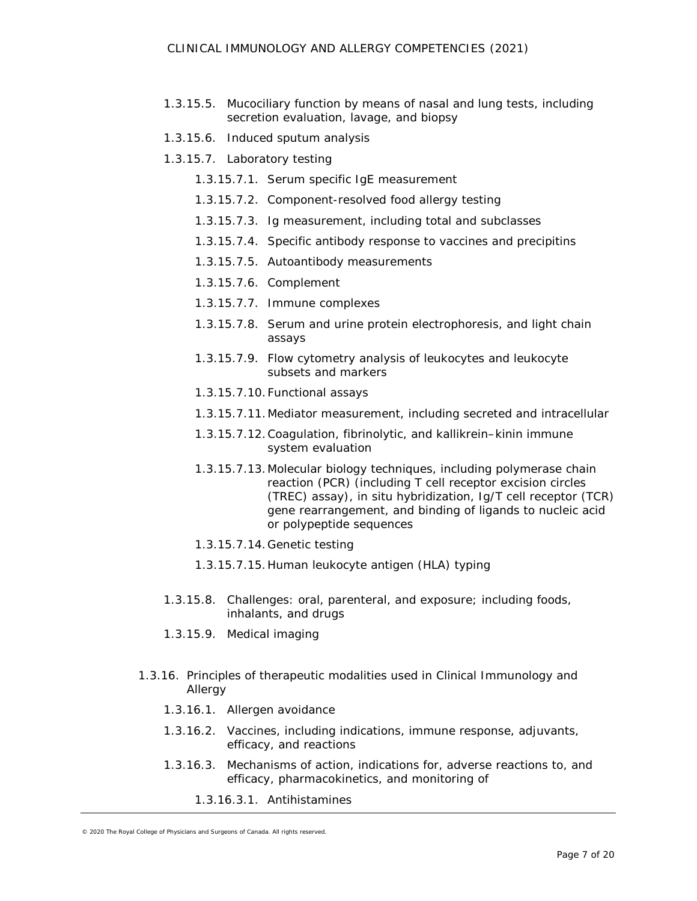- 1.3.15.5. Mucociliary function by means of nasal and lung tests, including secretion evaluation, lavage, and biopsy
- 1.3.15.6. Induced sputum analysis
- 1.3.15.7. Laboratory testing
  - 1.3.15.7.1. Serum specific IgE measurement
  - 1.3.15.7.2. Component-resolved food allergy testing
  - 1.3.15.7.3. Ig measurement, including total and subclasses
  - 1.3.15.7.4. Specific antibody response to vaccines and precipitins
  - 1.3.15.7.5. Autoantibody measurements
  - 1.3.15.7.6. Complement
  - 1.3.15.7.7. Immune complexes
  - 1.3.15.7.8. Serum and urine protein electrophoresis, and light chain assays
  - 1.3.15.7.9. Flow cytometry analysis of leukocytes and leukocyte subsets and markers
  - 1.3.15.7.10. Functional assays
  - 1.3.15.7.11. Mediator measurement, including secreted and intracellular
  - 1.3.15.7.12. Coagulation, fibrinolytic, and kallikrein–kinin immune system evaluation
  - 1.3.15.7.13. Molecular biology techniques, including polymerase chain reaction (PCR) (including T cell receptor excision circles (TREC) assay), in situ hybridization, Ig/T cell receptor (TCR) gene rearrangement, and binding of ligands to nucleic acid or polypeptide sequences
  - 1.3.15.7.14. Genetic testing
  - 1.3.15.7.15. Human leukocyte antigen (HLA) typing
- 1.3.15.8. Challenges: oral, parenteral, and exposure; including foods, inhalants, and drugs
- 1.3.15.9. Medical imaging

1.3.16. Principles of therapeutic modalities used in Clinical Immunology and Allergy

- 1.3.16.1. Allergen avoidance
- 1.3.16.2. Vaccines, including indications, immune response, adjuvants, efficacy, and reactions
- 1.3.16.3. Mechanisms of action, indications for, adverse reactions to, and efficacy, pharmacokinetics, and monitoring of
  - 1.3.16.3.1. Antihistamines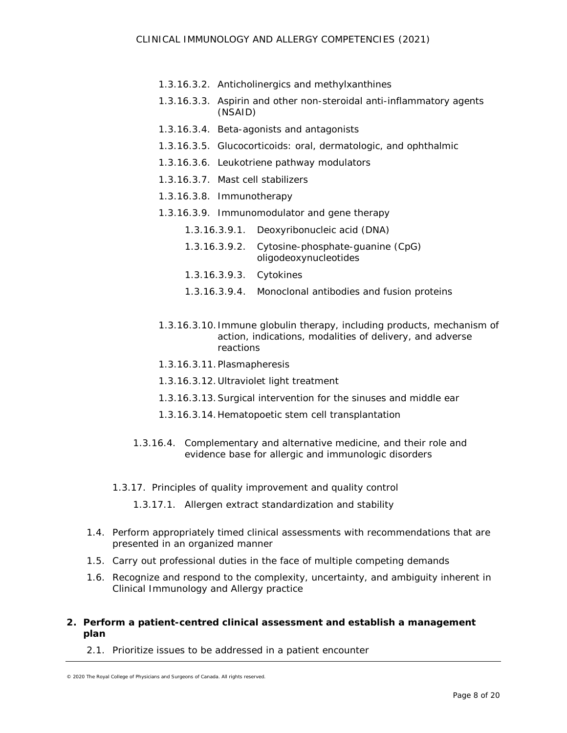- 1.3.16.3.2. Anticholinergics and methylxanthines
- 1.3.16.3.3. Aspirin and other non-steroidal anti-inflammatory agents (NSAID)
- 1.3.16.3.4. Beta-agonists and antagonists
- 1.3.16.3.5. Glucocorticoids: oral, dermatologic, and ophthalmic
- 1.3.16.3.6. Leukotriene pathway modulators
- 1.3.16.3.7. Mast cell stabilizers
- 1.3.16.3.8. Immunotherapy
- 1.3.16.3.9. Immunomodulator and gene therapy
  - 1.3.16.3.9.1. Deoxyribonucleic acid (DNA)
  - 1.3.16.3.9.2. Cytosine-phosphate-guanine (CpG) oligodeoxynucleotides
  - 1.3.16.3.9.3. Cytokines
  - 1.3.16.3.9.4. Monoclonal antibodies and fusion proteins
- 1.3.16.3.10. Immune globulin therapy, including products, mechanism of action, indications, modalities of delivery, and adverse reactions
- 1.3.16.3.11. Plasmapheresis
- 1.3.16.3.12. Ultraviolet light treatment
- 1.3.16.3.13. Surgical intervention for the sinuses and middle ear
- 1.3.16.3.14. Hematopoetic stem cell transplantation

1.3.16.4. Complementary and alternative medicine, and their role and evidence base for allergic and immunologic disorders

1.3.17. Principles of quality improvement and quality control

- 1.3.17.1. Allergen extract standardization and stability

1.4. Perform appropriately timed clinical assessments with recommendations that are presented in an organized manner

1.5. Carry out professional duties in the face of multiple competing demands

1.6. Recognize and respond to the complexity, uncertainty, and ambiguity inherent in Clinical Immunology and Allergy practice

**2. Perform a patient-centred clinical assessment and establish a management plan**

2.1. Prioritize issues to be addressed in a patient encounter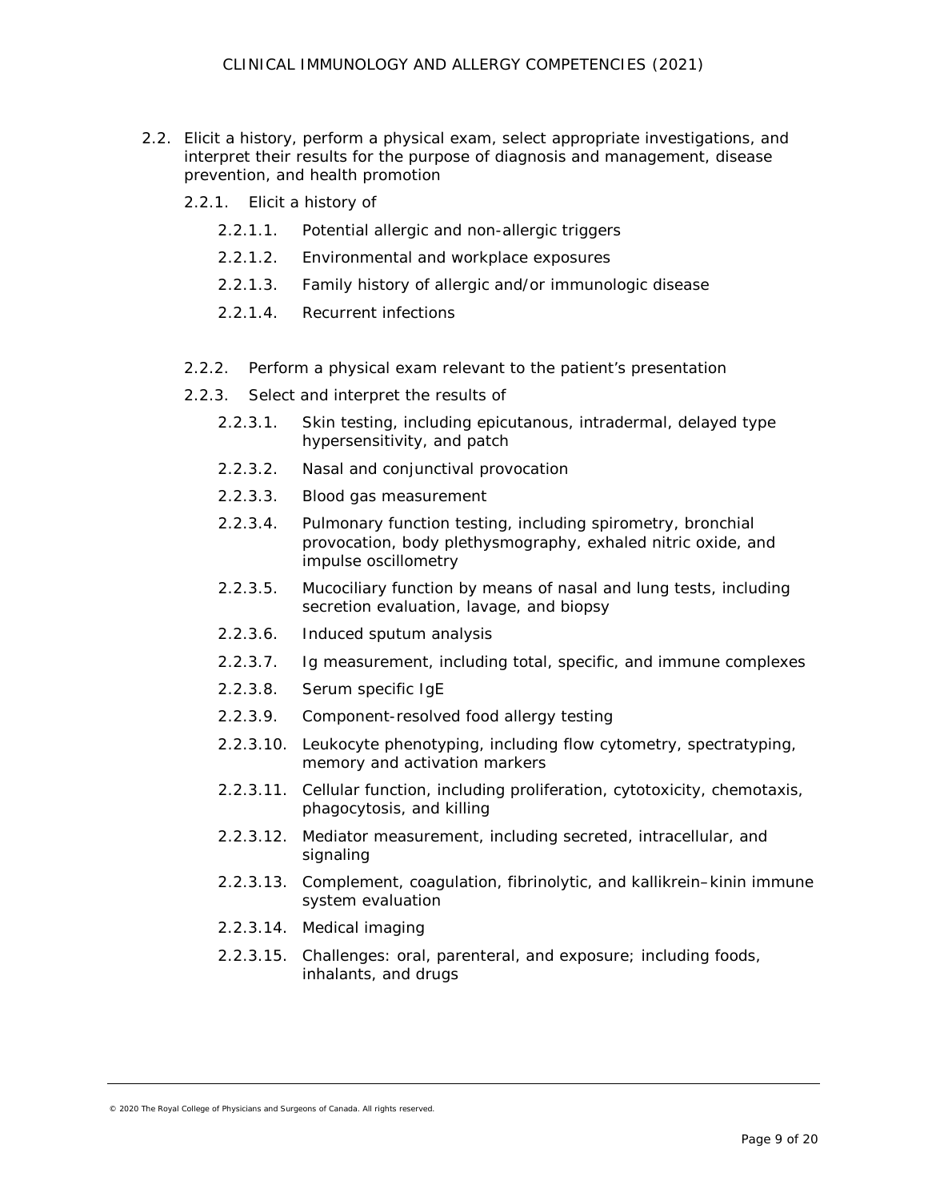2.2. Elicit a history, perform a physical exam, select appropriate investigations, and interpret their results for the purpose of diagnosis and management, disease prevention, and health promotion

  2.2.1. Elicit a history of

    2.2.1.1. Potential allergic and non-allergic triggers

    2.2.1.2. Environmental and workplace exposures

    2.2.1.3. Family history of allergic and/or immunologic disease

    2.2.1.4. Recurrent infections

  2.2.2. Perform a physical exam relevant to the patient's presentation

  2.2.3. Select and interpret the results of

    2.2.3.1. Skin testing, including epicutanous, intradermal, delayed type hypersensitivity, and patch

    2.2.3.2. Nasal and conjunctival provocation

    2.2.3.3. Blood gas measurement

    2.2.3.4. Pulmonary function testing, including spirometry, bronchial provocation, body plethysmography, exhaled nitric oxide, and impulse oscillometry

    2.2.3.5. Mucociliary function by means of nasal and lung tests, including secretion evaluation, lavage, and biopsy

    2.2.3.6. Induced sputum analysis

    2.2.3.7. Ig measurement, including total, specific, and immune complexes

    2.2.3.8. Serum specific IgE

    2.2.3.9. Component-resolved food allergy testing

    2.2.3.10. Leukocyte phenotyping, including flow cytometry, spectratyping, memory and activation markers

    2.2.3.11. Cellular function, including proliferation, cytotoxicity, chemotaxis, phagocytosis, and killing

    2.2.3.12. Mediator measurement, including secreted, intracellular, and signaling

    2.2.3.13. Complement, coagulation, fibrinolytic, and kallikrein–kinin immune system evaluation

    2.2.3.14. Medical imaging

    2.2.3.15. Challenges: oral, parenteral, and exposure; including foods, inhalants, and drugs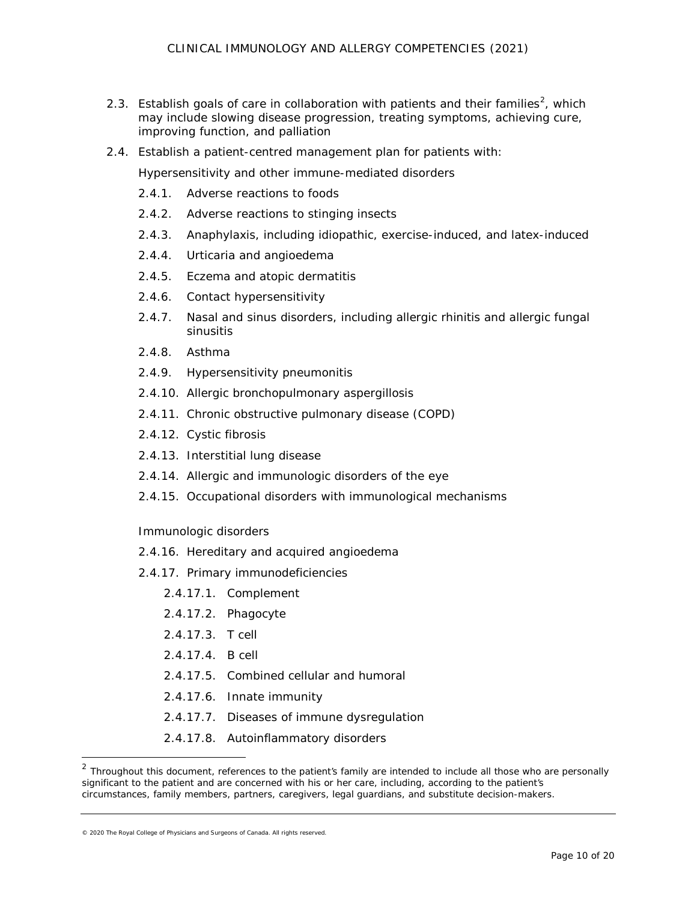2.3. Establish goals of care in collaboration with patients and their families[2], which may include slowing disease progression, treating symptoms, achieving cure, improving function, and palliation

2.4. Establish a patient-centred management plan for patients with:

Hypersensitivity and other immune-mediated disorders

- 2.4.1. Adverse reactions to foods
- 2.4.2. Adverse reactions to stinging insects
- 2.4.3. Anaphylaxis, including idiopathic, exercise-induced, and latex-induced
- 2.4.4. Urticaria and angioedema
- 2.4.5. Eczema and atopic dermatitis
- 2.4.6. Contact hypersensitivity
- 2.4.7. Nasal and sinus disorders, including allergic rhinitis and allergic fungal sinusitis
- 2.4.8. Asthma
- 2.4.9. Hypersensitivity pneumonitis
- 2.4.10. Allergic bronchopulmonary aspergillosis
- 2.4.11. Chronic obstructive pulmonary disease (COPD)
- 2.4.12. Cystic fibrosis
- 2.4.13. Interstitial lung disease
- 2.4.14. Allergic and immunologic disorders of the eye
- 2.4.15. Occupational disorders with immunological mechanisms

Immunologic disorders

- 2.4.16. Hereditary and acquired angioedema
- 2.4.17. Primary immunodeficiencies
  - 2.4.17.1. Complement
  - 2.4.17.2. Phagocyte
  - 2.4.17.3. T cell
  - 2.4.17.4. B cell
  - 2.4.17.5. Combined cellular and humoral
  - 2.4.17.6. Innate immunity
  - 2.4.17.7. Diseases of immune dysregulation
  - 2.4.17.8. Autoinflammatory disorders

[2] Throughout this document, references to the patient's family are intended to include all those who are personally significant to the patient and are concerned with his or her care, including, according to the patient's circumstances, family members, partners, caregivers, legal guardians, and substitute decision-makers.

© 2020 The Royal College of Physicians and Surgeons of Canada. All rights reserved.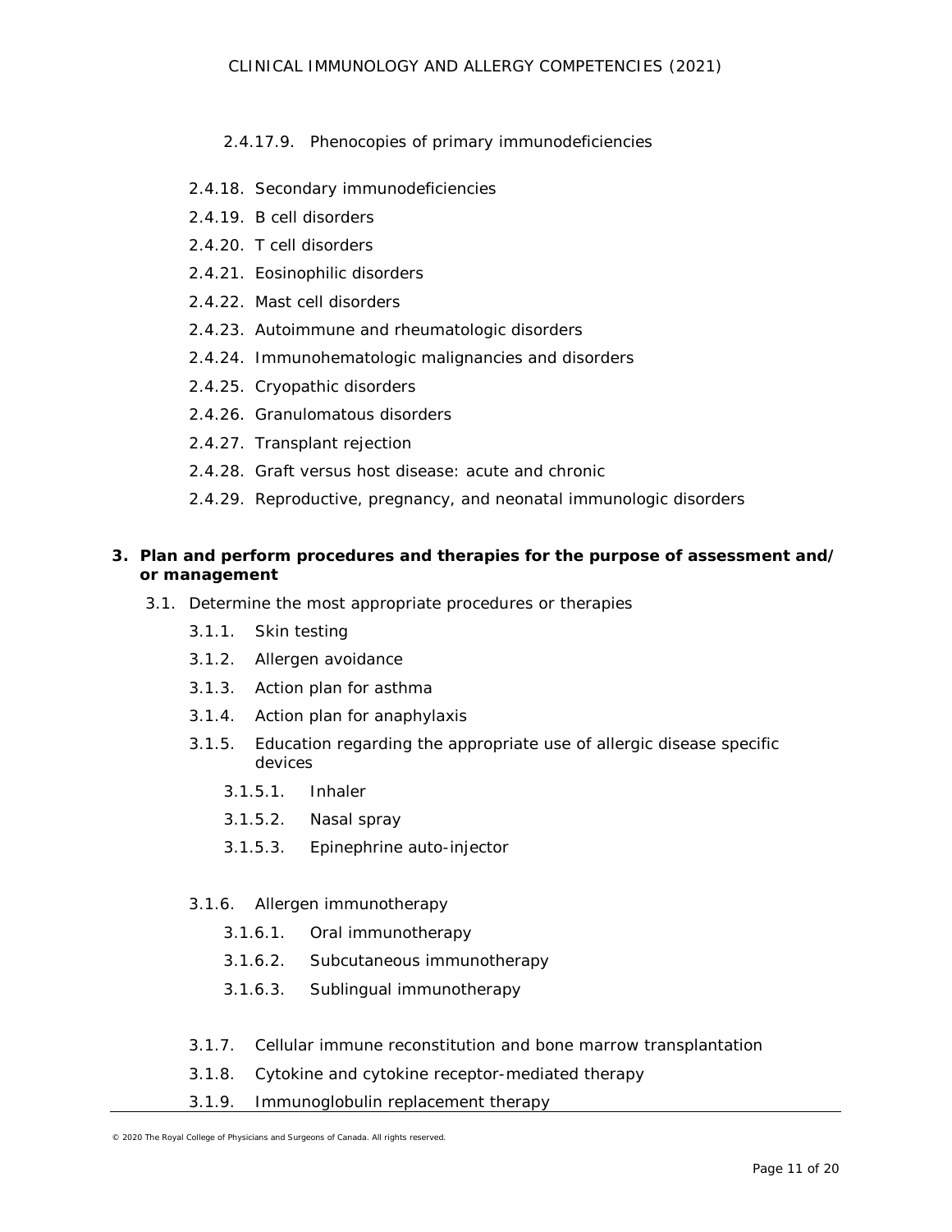- 2.4.17.9. Phenocopies of primary immunodeficiencies

- 2.4.18. Secondary immunodeficiencies
- 2.4.19. B cell disorders
- 2.4.20. T cell disorders
- 2.4.21. Eosinophilic disorders
- 2.4.22. Mast cell disorders
- 2.4.23. Autoimmune and rheumatologic disorders
- 2.4.24. Immunohematologic malignancies and disorders
- 2.4.25. Cryopathic disorders
- 2.4.26. Granulomatous disorders
- 2.4.27. Transplant rejection
- 2.4.28. Graft versus host disease: acute and chronic
- 2.4.29. Reproductive, pregnancy, and neonatal immunologic disorders

**3. Plan and perform procedures and therapies for the purpose of assessment and/or management**

- 3.1. Determine the most appropriate procedures or therapies
  - 3.1.1. Skin testing
  - 3.1.2. Allergen avoidance
  - 3.1.3. Action plan for asthma
  - 3.1.4. Action plan for anaphylaxis
  - 3.1.5. Education regarding the appropriate use of allergic disease specific devices
    - 3.1.5.1. Inhaler
    - 3.1.5.2. Nasal spray
    - 3.1.5.3. Epinephrine auto-injector
  - 3.1.6. Allergen immunotherapy
    - 3.1.6.1. Oral immunotherapy
    - 3.1.6.2. Subcutaneous immunotherapy
    - 3.1.6.3. Sublingual immunotherapy
  - 3.1.7. Cellular immune reconstitution and bone marrow transplantation
  - 3.1.8. Cytokine and cytokine receptor-mediated therapy
  - 3.1.9. Immunoglobulin replacement therapy

© 2020 The Royal College of Physicians and Surgeons of Canada. All rights reserved.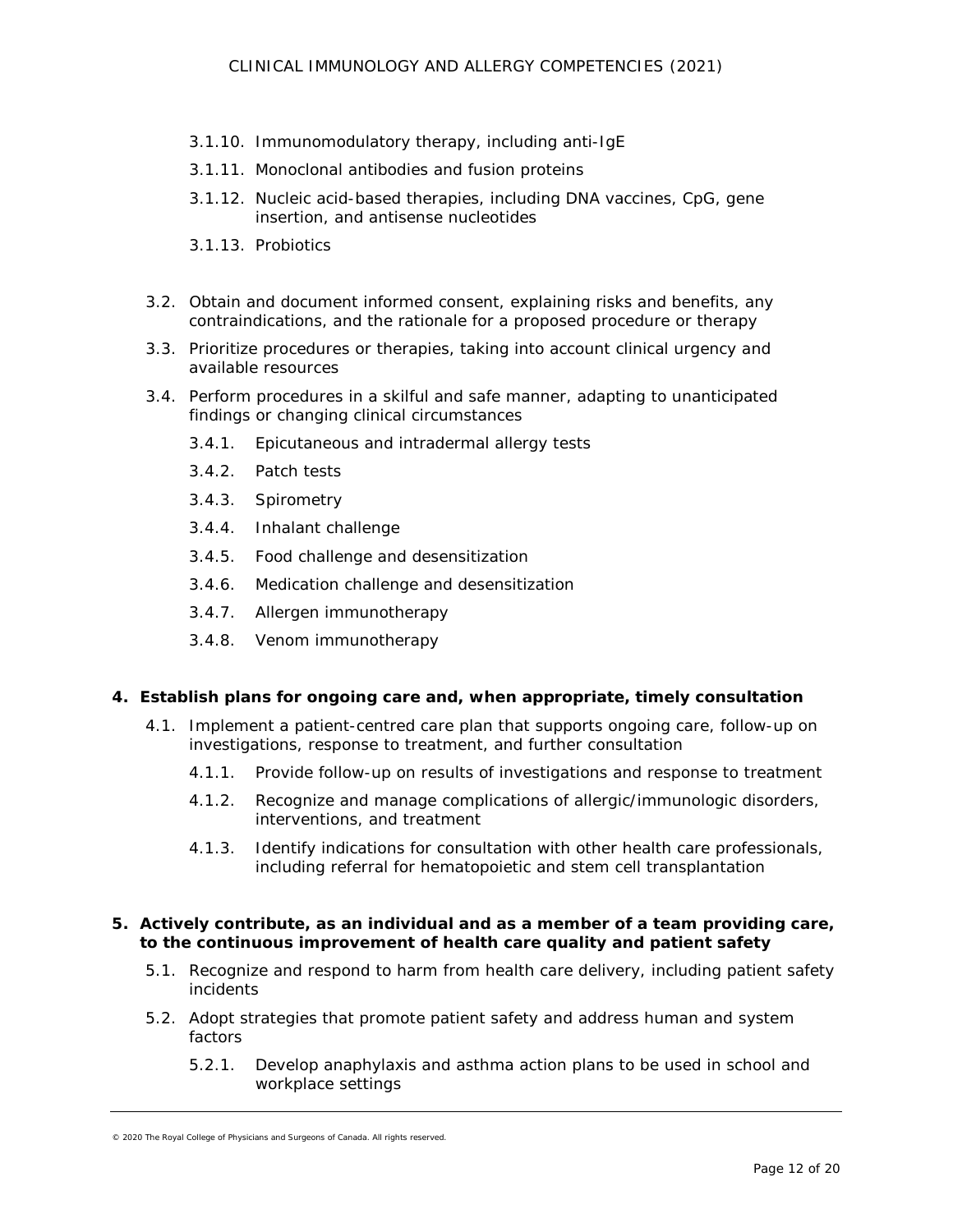- 3.1.10. Immunomodulatory therapy, including anti-IgE
- 3.1.11. Monoclonal antibodies and fusion proteins
- 3.1.12. Nucleic acid-based therapies, including DNA vaccines, CpG, gene insertion, and antisense nucleotides
- 3.1.13. Probiotics

3.2. Obtain and document informed consent, explaining risks and benefits, any contraindications, and the rationale for a proposed procedure or therapy

3.3. Prioritize procedures or therapies, taking into account clinical urgency and available resources

3.4. Perform procedures in a skilful and safe manner, adapting to unanticipated findings or changing clinical circumstances

- 3.4.1. Epicutaneous and intradermal allergy tests
- 3.4.2. Patch tests
- 3.4.3. Spirometry
- 3.4.4. Inhalant challenge
- 3.4.5. Food challenge and desensitization
- 3.4.6. Medication challenge and desensitization
- 3.4.7. Allergen immunotherapy
- 3.4.8. Venom immunotherapy

**4. Establish plans for ongoing care and, when appropriate, timely consultation**

4.1. Implement a patient-centred care plan that supports ongoing care, follow-up on investigations, response to treatment, and further consultation

- 4.1.1. Provide follow-up on results of investigations and response to treatment
- 4.1.2. Recognize and manage complications of allergic/immunologic disorders, interventions, and treatment
- 4.1.3. Identify indications for consultation with other health care professionals, including referral for hematopoietic and stem cell transplantation

**5. Actively contribute, as an individual and as a member of a team providing care, to the continuous improvement of health care quality and patient safety**

5.1. Recognize and respond to harm from health care delivery, including patient safety incidents

5.2. Adopt strategies that promote patient safety and address human and system factors

- 5.2.1. Develop anaphylaxis and asthma action plans to be used in school and workplace settings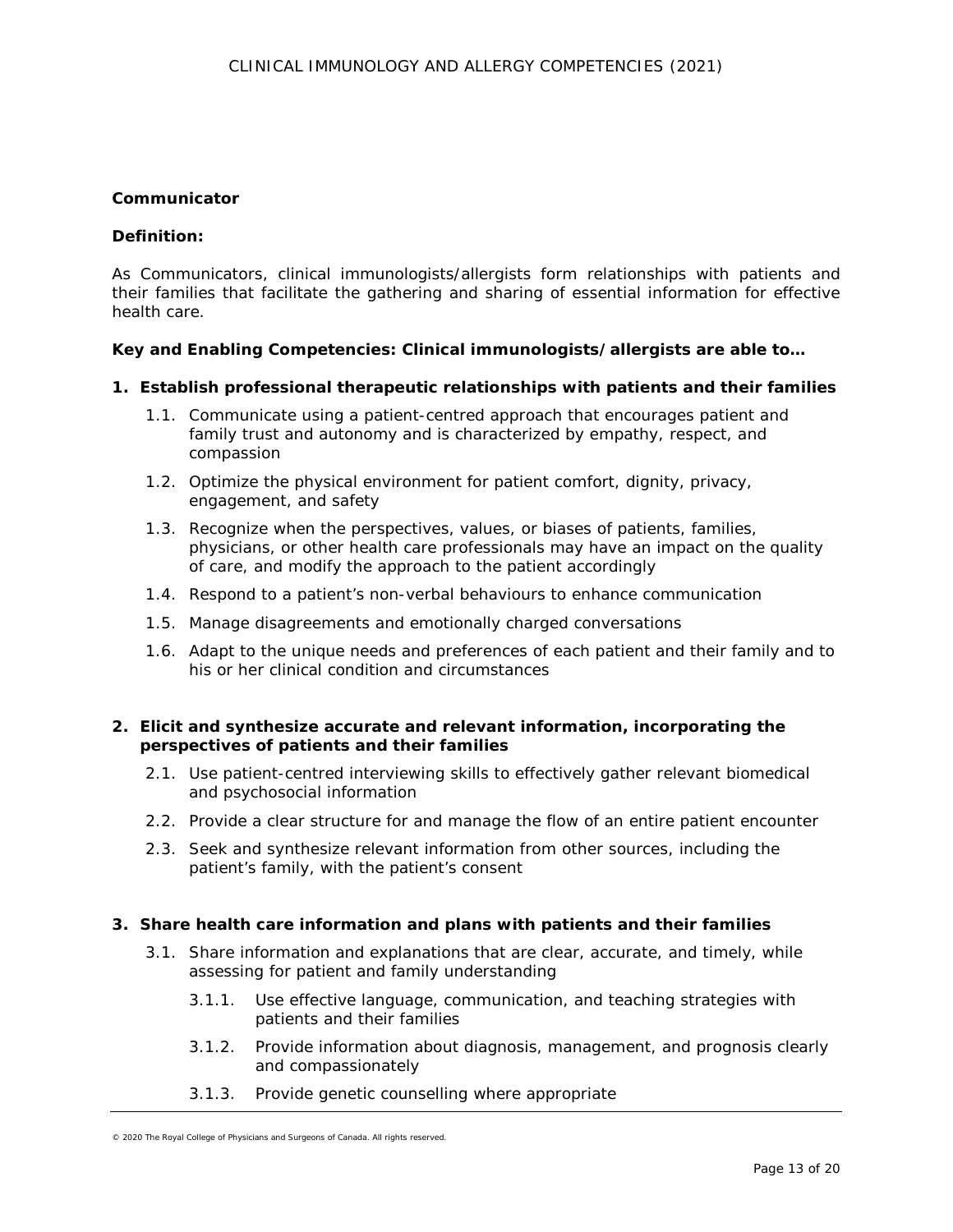## Communicator

**Definition:**

As Communicators, clinical immunologists/allergists form relationships with patients and their families that facilitate the gathering and sharing of essential information for effective health care.

**Key and Enabling Competencies: Clinical immunologists/allergists are able to…**

**1. Establish professional therapeutic relationships with patients and their families**

1.1. Communicate using a patient-centred approach that encourages patient and family trust and autonomy and is characterized by empathy, respect, and compassion

1.2. Optimize the physical environment for patient comfort, dignity, privacy, engagement, and safety

1.3. Recognize when the perspectives, values, or biases of patients, families, physicians, or other health care professionals may have an impact on the quality of care, and modify the approach to the patient accordingly

1.4. Respond to a patient's non-verbal behaviours to enhance communication

1.5. Manage disagreements and emotionally charged conversations

1.6. Adapt to the unique needs and preferences of each patient and their family and to his or her clinical condition and circumstances

**2. Elicit and synthesize accurate and relevant information, incorporating the perspectives of patients and their families**

2.1. Use patient-centred interviewing skills to effectively gather relevant biomedical and psychosocial information

2.2. Provide a clear structure for and manage the flow of an entire patient encounter

2.3. Seek and synthesize relevant information from other sources, including the patient's family, with the patient's consent

**3. Share health care information and plans with patients and their families**

3.1. Share information and explanations that are clear, accurate, and timely, while assessing for patient and family understanding

3.1.1. Use effective language, communication, and teaching strategies with patients and their families

3.1.2. Provide information about diagnosis, management, and prognosis clearly and compassionately

3.1.3. Provide genetic counselling where appropriate

© 2020 The Royal College of Physicians and Surgeons of Canada. All rights reserved.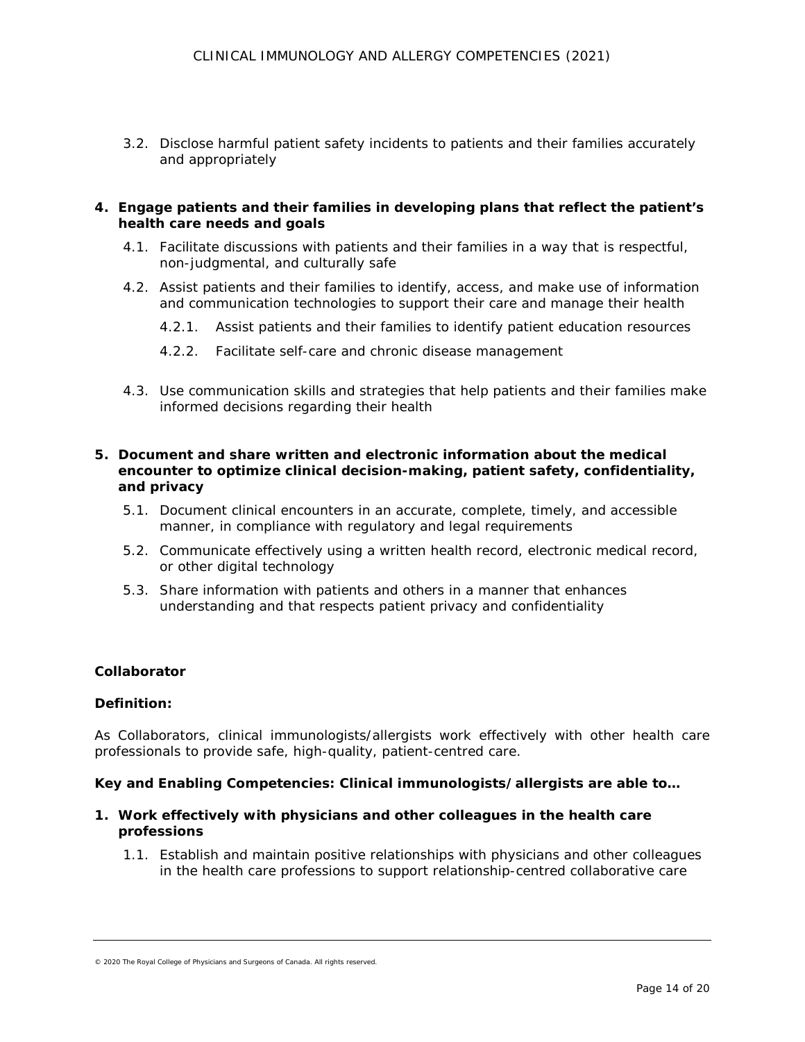3.2. Disclose harmful patient safety incidents to patients and their families accurately and appropriately

**4. Engage patients and their families in developing plans that reflect the patient's health care needs and goals**

4.1. Facilitate discussions with patients and their families in a way that is respectful, non-judgmental, and culturally safe

4.2. Assist patients and their families to identify, access, and make use of information and communication technologies to support their care and manage their health

4.2.1. Assist patients and their families to identify patient education resources

4.2.2. Facilitate self-care and chronic disease management

4.3. Use communication skills and strategies that help patients and their families make informed decisions regarding their health

**5. Document and share written and electronic information about the medical encounter to optimize clinical decision-making, patient safety, confidentiality, and privacy**

5.1. Document clinical encounters in an accurate, complete, timely, and accessible manner, in compliance with regulatory and legal requirements

5.2. Communicate effectively using a written health record, electronic medical record, or other digital technology

5.3. Share information with patients and others in a manner that enhances understanding and that respects patient privacy and confidentiality

**Collaborator**

**Definition:**

As Collaborators, clinical immunologists/allergists work effectively with other health care professionals to provide safe, high-quality, patient-centred care.

**Key and Enabling Competencies: Clinical immunologists/allergists are able to…**

**1. Work effectively with physicians and other colleagues in the health care professions**

1.1. Establish and maintain positive relationships with physicians and other colleagues in the health care professions to support relationship-centred collaborative care

© 2020 The Royal College of Physicians and Surgeons of Canada. All rights reserved.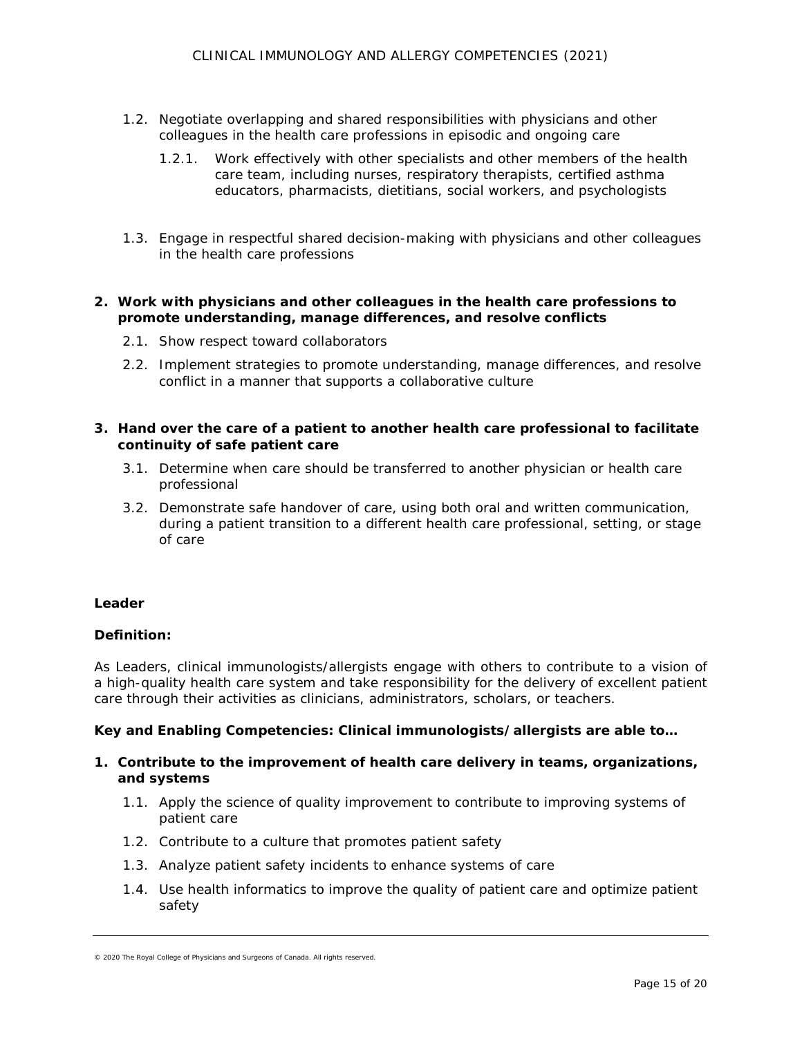1.2. Negotiate overlapping and shared responsibilities with physicians and other colleagues in the health care professions in episodic and ongoing care

   1.2.1. Work effectively with other specialists and other members of the health care team, including nurses, respiratory therapists, certified asthma educators, pharmacists, dietitians, social workers, and psychologists

1.3. Engage in respectful shared decision-making with physicians and other colleagues in the health care professions

**2. Work with physicians and other colleagues in the health care professions to promote understanding, manage differences, and resolve conflicts**

2.1. Show respect toward collaborators

2.2. Implement strategies to promote understanding, manage differences, and resolve conflict in a manner that supports a collaborative culture

**3. Hand over the care of a patient to another health care professional to facilitate continuity of safe patient care**

3.1. Determine when care should be transferred to another physician or health care professional

3.2. Demonstrate safe handover of care, using both oral and written communication, during a patient transition to a different health care professional, setting, or stage of care

**Leader**

**Definition:**

As Leaders, clinical immunologists/allergists engage with others to contribute to a vision of a high-quality health care system and take responsibility for the delivery of excellent patient care through their activities as clinicians, administrators, scholars, or teachers.

**Key and Enabling Competencies: Clinical immunologists/allergists are able to…**

**1. Contribute to the improvement of health care delivery in teams, organizations, and systems**

1.1. Apply the science of quality improvement to contribute to improving systems of patient care

1.2. Contribute to a culture that promotes patient safety

1.3. Analyze patient safety incidents to enhance systems of care

1.4. Use health informatics to improve the quality of patient care and optimize patient safety

© 2020 The Royal College of Physicians and Surgeons of Canada. All rights reserved.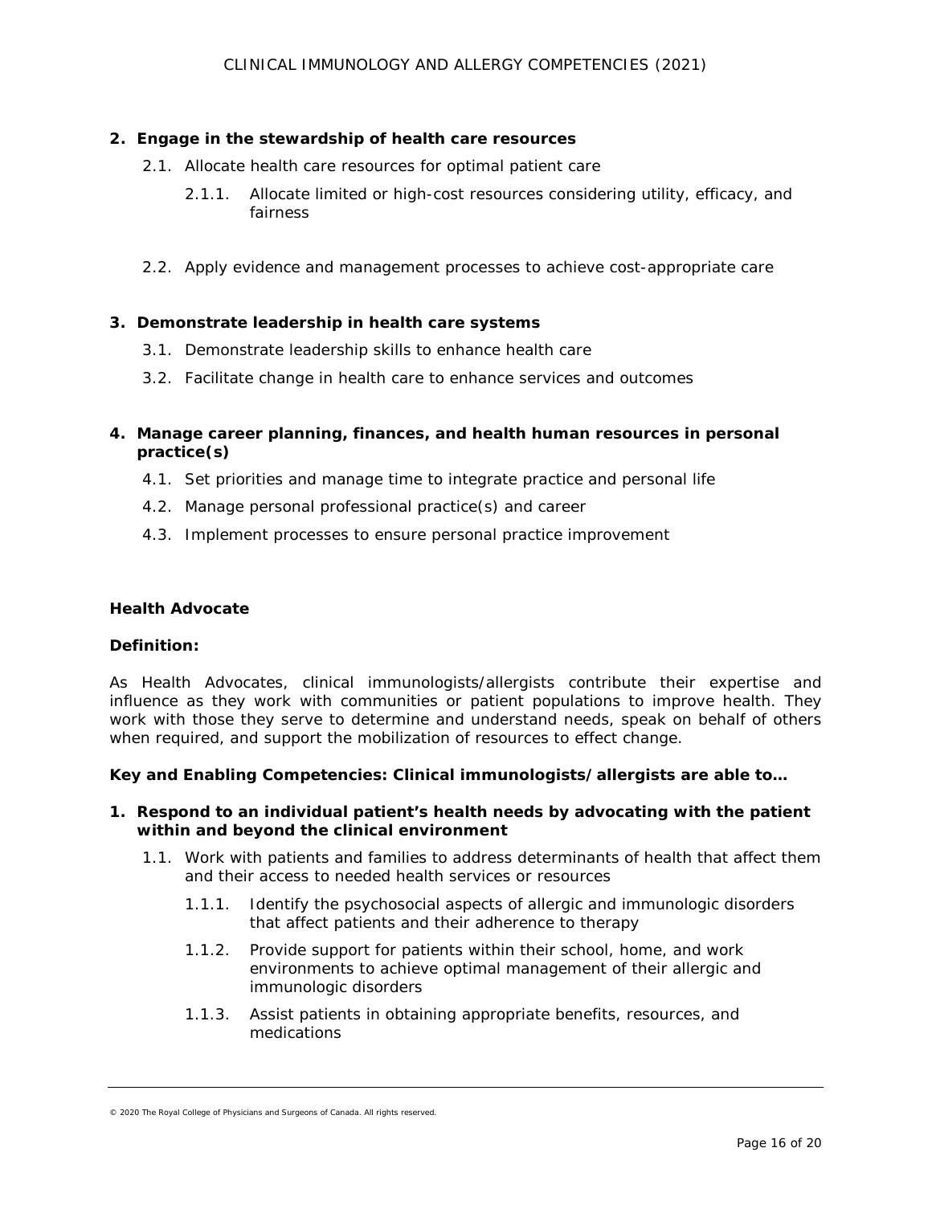**2. Engage in the stewardship of health care resources**

- 2.1. Allocate health care resources for optimal patient care
  - 2.1.1. Allocate limited or high-cost resources considering utility, efficacy, and fairness
- 2.2. Apply evidence and management processes to achieve cost-appropriate care

**3. Demonstrate leadership in health care systems**

- 3.1. Demonstrate leadership skills to enhance health care
- 3.2. Facilitate change in health care to enhance services and outcomes

**4. Manage career planning, finances, and health human resources in personal practice(s)**

- 4.1. Set priorities and manage time to integrate practice and personal life
- 4.2. Manage personal professional practice(s) and career
- 4.3. Implement processes to ensure personal practice improvement

**Health Advocate**

**Definition:**

As Health Advocates, clinical immunologists/allergists contribute their expertise and influence as they work with communities or patient populations to improve health. They work with those they serve to determine and understand needs, speak on behalf of others when required, and support the mobilization of resources to effect change.

**Key and Enabling Competencies: Clinical immunologists/allergists are able to…**

**1. Respond to an individual patient's health needs by advocating with the patient within and beyond the clinical environment**

- 1.1. Work with patients and families to address determinants of health that affect them and their access to needed health services or resources
  - 1.1.1. Identify the psychosocial aspects of allergic and immunologic disorders that affect patients and their adherence to therapy
  - 1.1.2. Provide support for patients within their school, home, and work environments to achieve optimal management of their allergic and immunologic disorders
  - 1.1.3. Assist patients in obtaining appropriate benefits, resources, and medications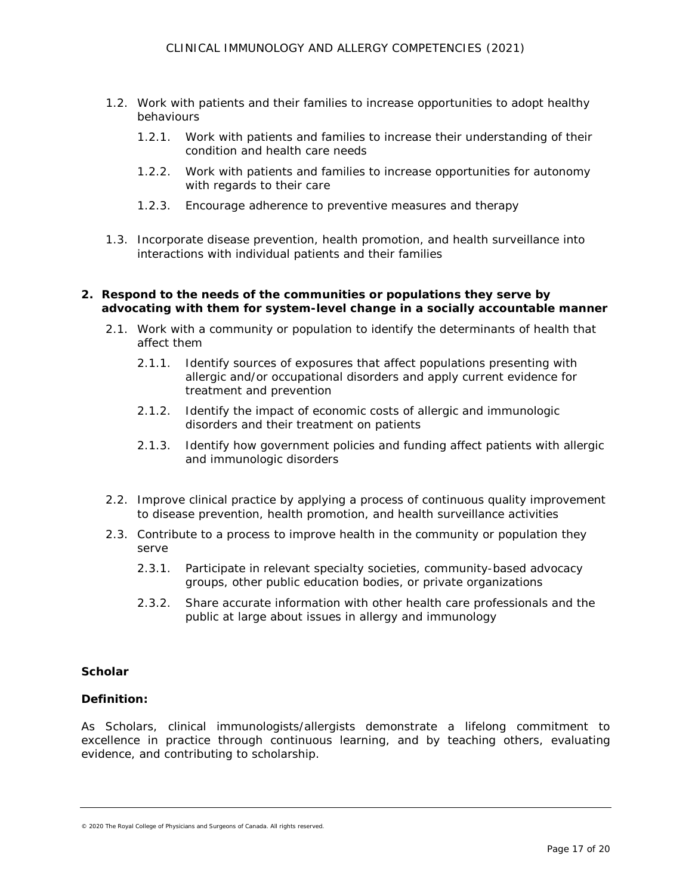- 1.2. Work with patients and their families to increase opportunities to adopt healthy behaviours
  - 1.2.1. Work with patients and families to increase their understanding of their condition and health care needs
  - 1.2.2. Work with patients and families to increase opportunities for autonomy with regards to their care
  - 1.2.3. Encourage adherence to preventive measures and therapy
- 1.3. Incorporate disease prevention, health promotion, and health surveillance into interactions with individual patients and their families

**2. Respond to the needs of the communities or populations they serve by advocating with them for system-level change in a socially accountable manner**

- 2.1. Work with a community or population to identify the determinants of health that affect them
  - 2.1.1. Identify sources of exposures that affect populations presenting with allergic and/or occupational disorders and apply current evidence for treatment and prevention
  - 2.1.2. Identify the impact of economic costs of allergic and immunologic disorders and their treatment on patients
  - 2.1.3. Identify how government policies and funding affect patients with allergic and immunologic disorders
- 2.2. Improve clinical practice by applying a process of continuous quality improvement to disease prevention, health promotion, and health surveillance activities
- 2.3. Contribute to a process to improve health in the community or population they serve
  - 2.3.1. Participate in relevant specialty societies, community-based advocacy groups, other public education bodies, or private organizations
  - 2.3.2. Share accurate information with other health care professionals and the public at large about issues in allergy and immunology

## Scholar

**Definition:**

As Scholars, clinical immunologists/allergists demonstrate a lifelong commitment to excellence in practice through continuous learning, and by teaching others, evaluating evidence, and contributing to scholarship.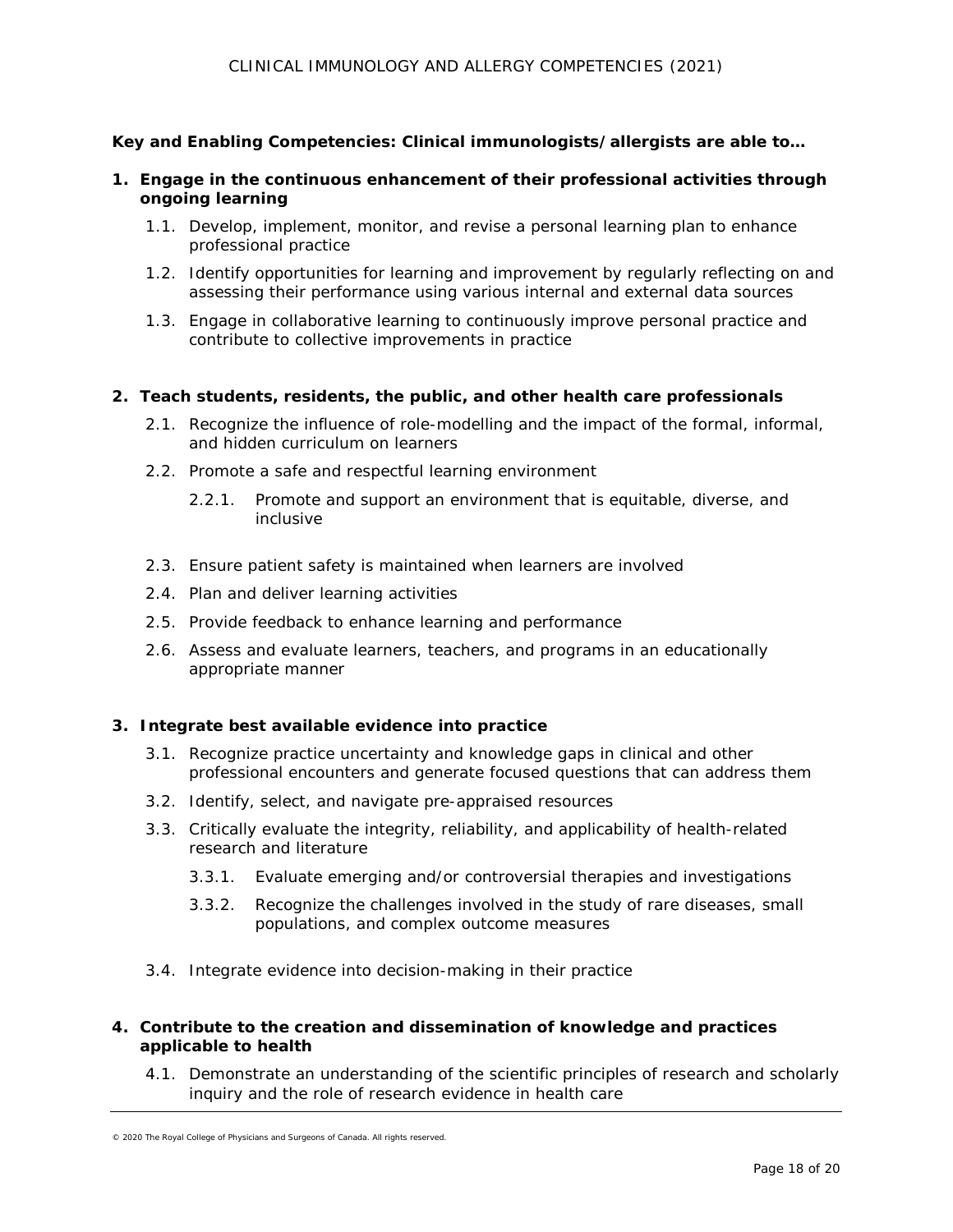**Key and Enabling Competencies: Clinical immunologists/allergists are able to…**

**1. Engage in the continuous enhancement of their professional activities through ongoing learning**

1.1. Develop, implement, monitor, and revise a personal learning plan to enhance professional practice

1.2. Identify opportunities for learning and improvement by regularly reflecting on and assessing their performance using various internal and external data sources

1.3. Engage in collaborative learning to continuously improve personal practice and contribute to collective improvements in practice

**2. Teach students, residents, the public, and other health care professionals**

2.1. Recognize the influence of role-modelling and the impact of the formal, informal, and hidden curriculum on learners

2.2. Promote a safe and respectful learning environment

2.2.1. Promote and support an environment that is equitable, diverse, and inclusive

2.3. Ensure patient safety is maintained when learners are involved

2.4. Plan and deliver learning activities

2.5. Provide feedback to enhance learning and performance

2.6. Assess and evaluate learners, teachers, and programs in an educationally appropriate manner

**3. Integrate best available evidence into practice**

3.1. Recognize practice uncertainty and knowledge gaps in clinical and other professional encounters and generate focused questions that can address them

3.2. Identify, select, and navigate pre-appraised resources

3.3. Critically evaluate the integrity, reliability, and applicability of health-related research and literature

3.3.1. Evaluate emerging and/or controversial therapies and investigations

3.3.2. Recognize the challenges involved in the study of rare diseases, small populations, and complex outcome measures

3.4. Integrate evidence into decision-making in their practice

**4. Contribute to the creation and dissemination of knowledge and practices applicable to health**

4.1. Demonstrate an understanding of the scientific principles of research and scholarly inquiry and the role of research evidence in health care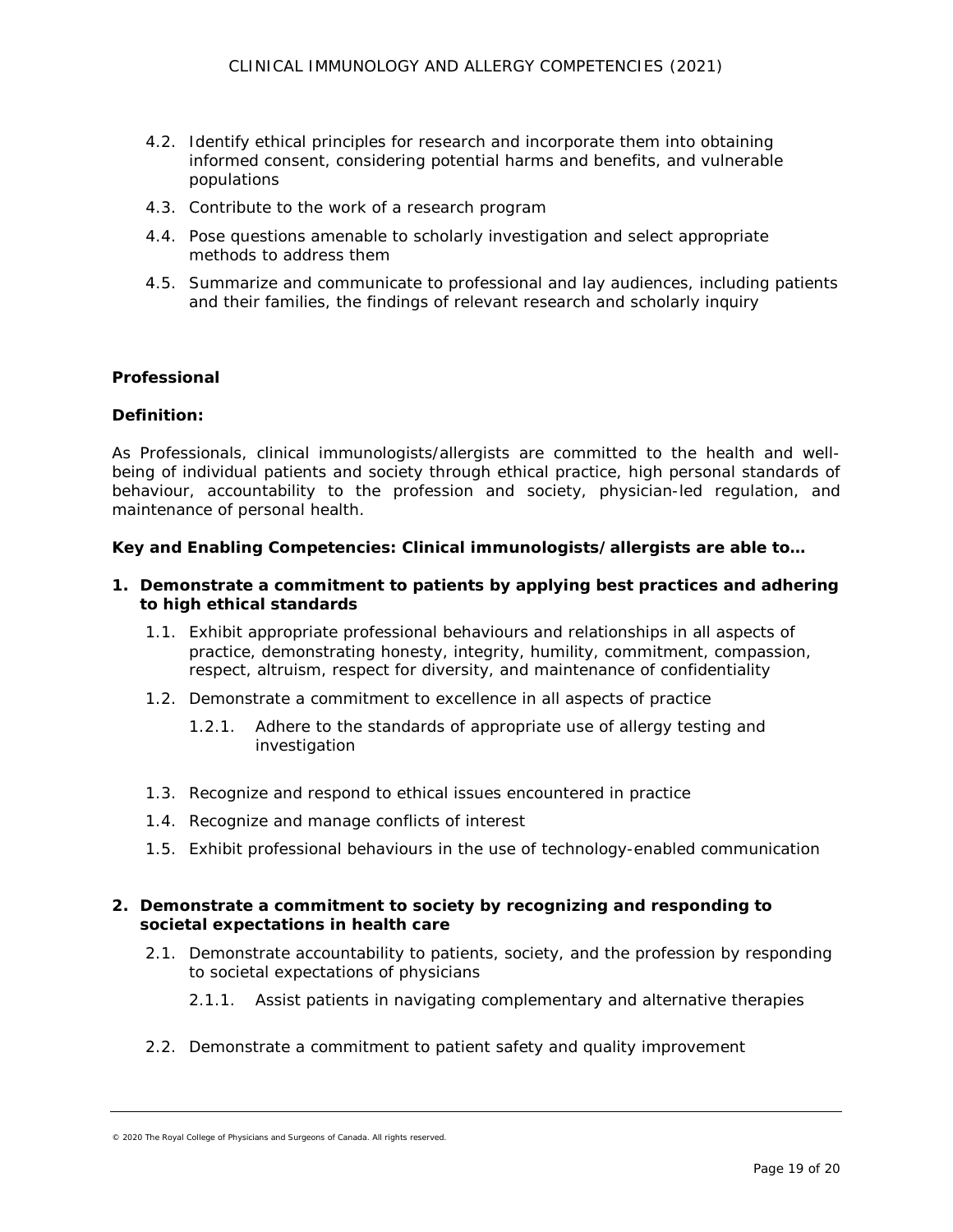4.2. Identify ethical principles for research and incorporate them into obtaining informed consent, considering potential harms and benefits, and vulnerable populations

4.3. Contribute to the work of a research program

4.4. Pose questions amenable to scholarly investigation and select appropriate methods to address them

4.5. Summarize and communicate to professional and lay audiences, including patients and their families, the findings of relevant research and scholarly inquiry

## Professional

**Definition:**

As Professionals, clinical immunologists/allergists are committed to the health and well-being of individual patients and society through ethical practice, high personal standards of behaviour, accountability to the profession and society, physician-led regulation, and maintenance of personal health.

**Key and Enabling Competencies: Clinical immunologists/allergists are able to…**

**1. Demonstrate a commitment to patients by applying best practices and adhering to high ethical standards**

1.1. Exhibit appropriate professional behaviours and relationships in all aspects of practice, demonstrating honesty, integrity, humility, commitment, compassion, respect, altruism, respect for diversity, and maintenance of confidentiality

1.2. Demonstrate a commitment to excellence in all aspects of practice

1.2.1. Adhere to the standards of appropriate use of allergy testing and investigation

1.3. Recognize and respond to ethical issues encountered in practice

1.4. Recognize and manage conflicts of interest

1.5. Exhibit professional behaviours in the use of technology-enabled communication

**2. Demonstrate a commitment to society by recognizing and responding to societal expectations in health care**

2.1. Demonstrate accountability to patients, society, and the profession by responding to societal expectations of physicians

2.1.1. Assist patients in navigating complementary and alternative therapies

2.2. Demonstrate a commitment to patient safety and quality improvement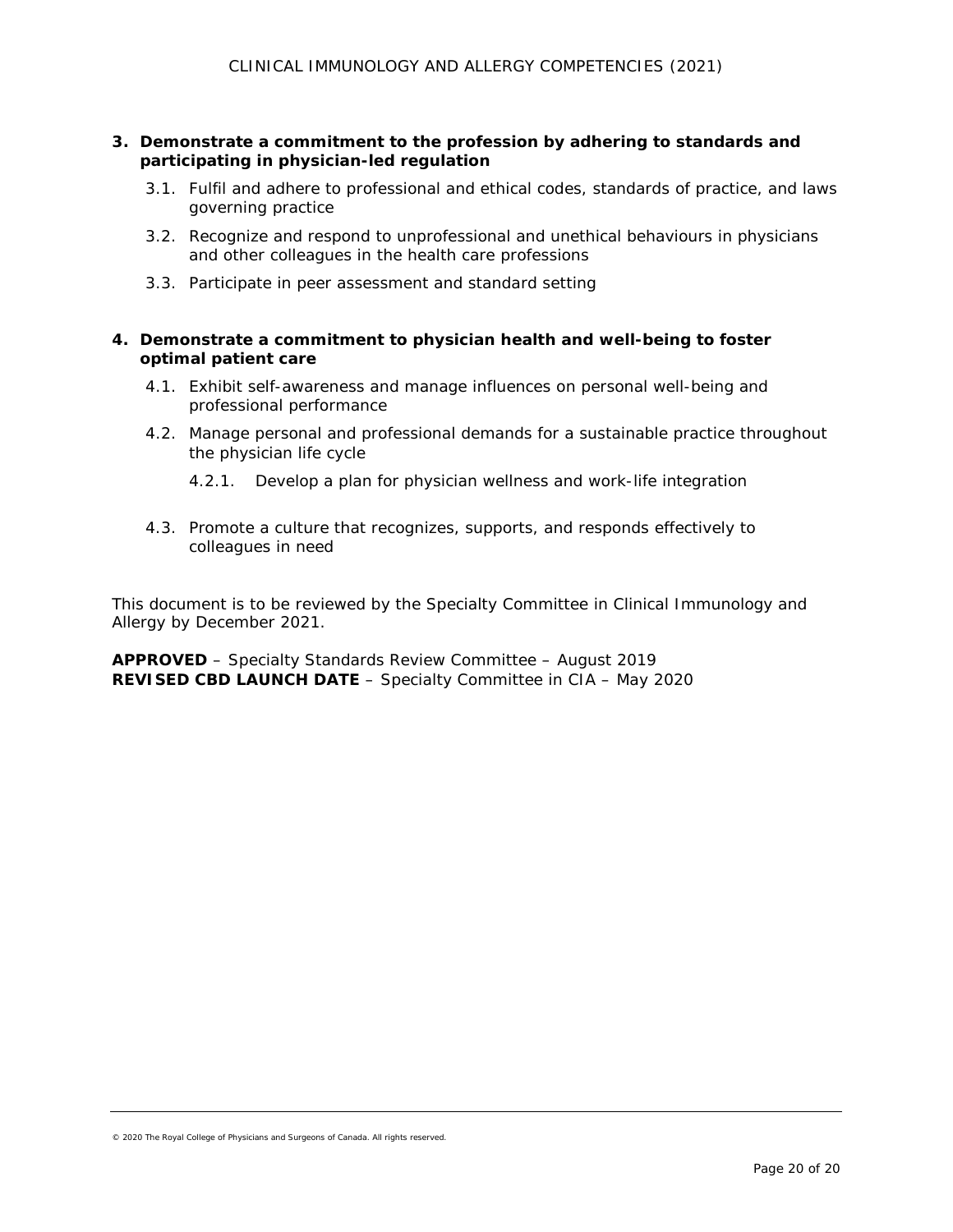**3. Demonstrate a commitment to the profession by adhering to standards and participating in physician-led regulation**

3.1. Fulfil and adhere to professional and ethical codes, standards of practice, and laws governing practice

3.2. Recognize and respond to unprofessional and unethical behaviours in physicians and other colleagues in the health care professions

3.3. Participate in peer assessment and standard setting

**4. Demonstrate a commitment to physician health and well-being to foster optimal patient care**

4.1. Exhibit self-awareness and manage influences on personal well-being and professional performance

4.2. Manage personal and professional demands for a sustainable practice throughout the physician life cycle

4.2.1. Develop a plan for physician wellness and work-life integration

4.3. Promote a culture that recognizes, supports, and responds effectively to colleagues in need

This document is to be reviewed by the Specialty Committee in Clinical Immunology and Allergy by December 2021.

**APPROVED** – Specialty Standards Review Committee – August 2019
**REVISED CBD LAUNCH DATE** – Specialty Committee in CIA – May 2020

© 2020 The Royal College of Physicians and Surgeons of Canada. All rights reserved.